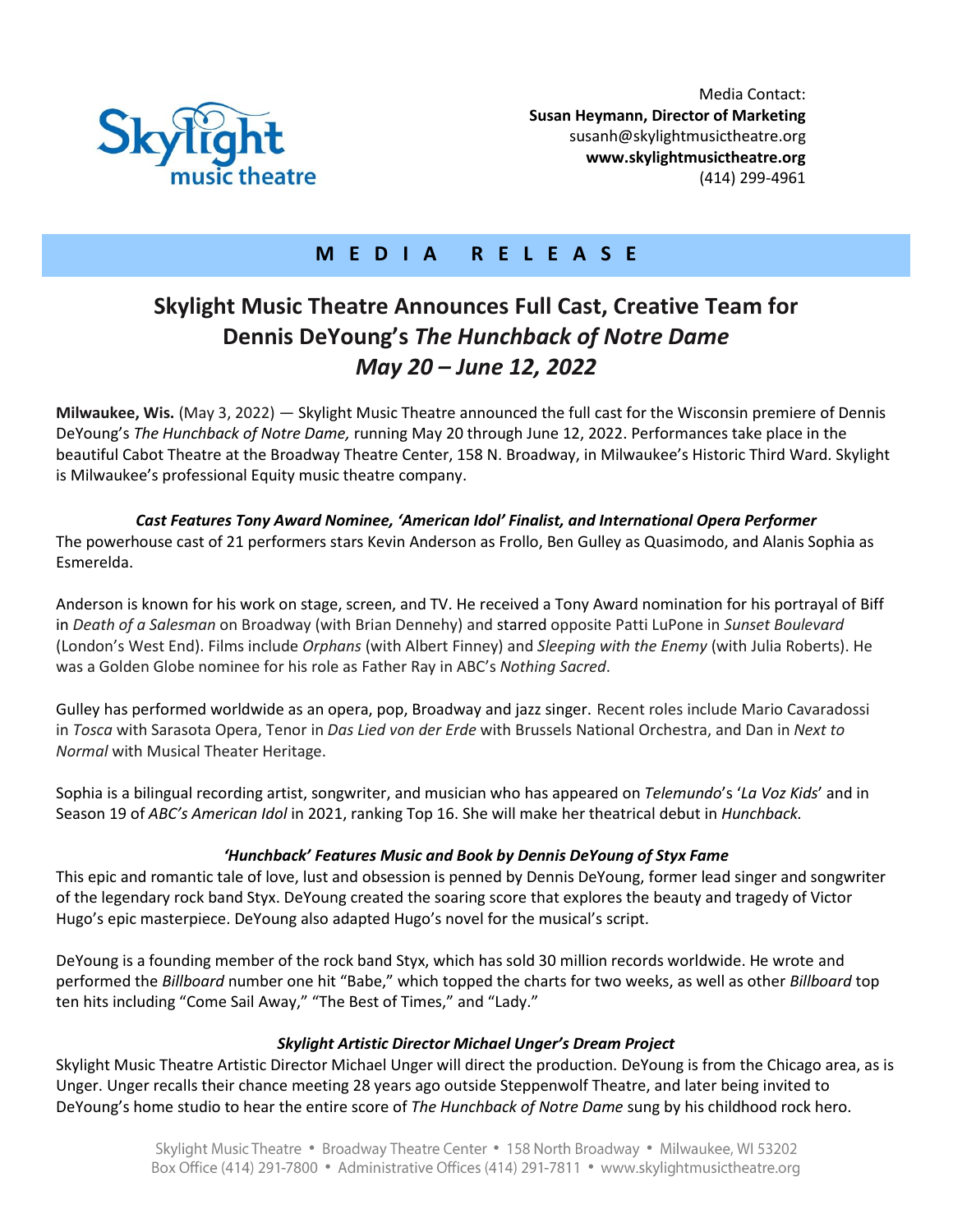Media Contact:
**Susan Heymann, Director of Marketing**
susanh@skylightmusictheatre.org
**www.skylightmusictheatre.org**
(414) 299-4961

**M E D I A   R E L E A S E**

# Skylight Music Theatre Announces Full Cast, Creative Team for Dennis DeYoung's *The Hunchback of Notre Dame*
## *May 20 – June 12, 2022*

**Milwaukee, Wis.** (May 3, 2022) — Skylight Music Theatre announced the full cast for the Wisconsin premiere of Dennis DeYoung's *The Hunchback of Notre Dame,* running May 20 through June 12, 2022. Performances take place in the beautiful Cabot Theatre at the Broadway Theatre Center, 158 N. Broadway, in Milwaukee's Historic Third Ward. Skylight is Milwaukee's professional Equity music theatre company.

***Cast Features Tony Award Nominee, 'American Idol' Finalist, and International Opera Performer***

The powerhouse cast of 21 performers stars Kevin Anderson as Frollo, Ben Gulley as Quasimodo, and Alanis Sophia as Esmerelda.

Anderson is known for his work on stage, screen, and TV. He received a Tony Award nomination for his portrayal of Biff in *Death of a Salesman* on Broadway (with Brian Dennehy) and starred opposite Patti LuPone in *Sunset Boulevard* (London's West End). Films include *Orphans* (with Albert Finney) and *Sleeping with the Enemy* (with Julia Roberts). He was a Golden Globe nominee for his role as Father Ray in ABC's *Nothing Sacred*.

Gulley has performed worldwide as an opera, pop, Broadway and jazz singer. Recent roles include Mario Cavaradossi in *Tosca* with Sarasota Opera, Tenor in *Das Lied von der Erde* with Brussels National Orchestra, and Dan in *Next to Normal* with Musical Theater Heritage.

Sophia is a bilingual recording artist, songwriter, and musician who has appeared on *Telemundo*'s '*La Voz Kids*' and in Season 19 of *ABC's American Idol* in 2021, ranking Top 16. She will make her theatrical debut in *Hunchback.*

***'Hunchback' Features Music and Book by Dennis DeYoung of Styx Fame***

This epic and romantic tale of love, lust and obsession is penned by Dennis DeYoung, former lead singer and songwriter of the legendary rock band Styx. DeYoung created the soaring score that explores the beauty and tragedy of Victor Hugo's epic masterpiece. DeYoung also adapted Hugo's novel for the musical's script.

DeYoung is a founding member of the rock band Styx, which has sold 30 million records worldwide. He wrote and performed the *Billboard* number one hit "Babe," which topped the charts for two weeks, as well as other *Billboard* top ten hits including "Come Sail Away," "The Best of Times," and "Lady."

***Skylight Artistic Director Michael Unger's Dream Project***

Skylight Music Theatre Artistic Director Michael Unger will direct the production. DeYoung is from the Chicago area, as is Unger. Unger recalls their chance meeting 28 years ago outside Steppenwolf Theatre, and later being invited to DeYoung's home studio to hear the entire score of *The Hunchback of Notre Dame* sung by his childhood rock hero.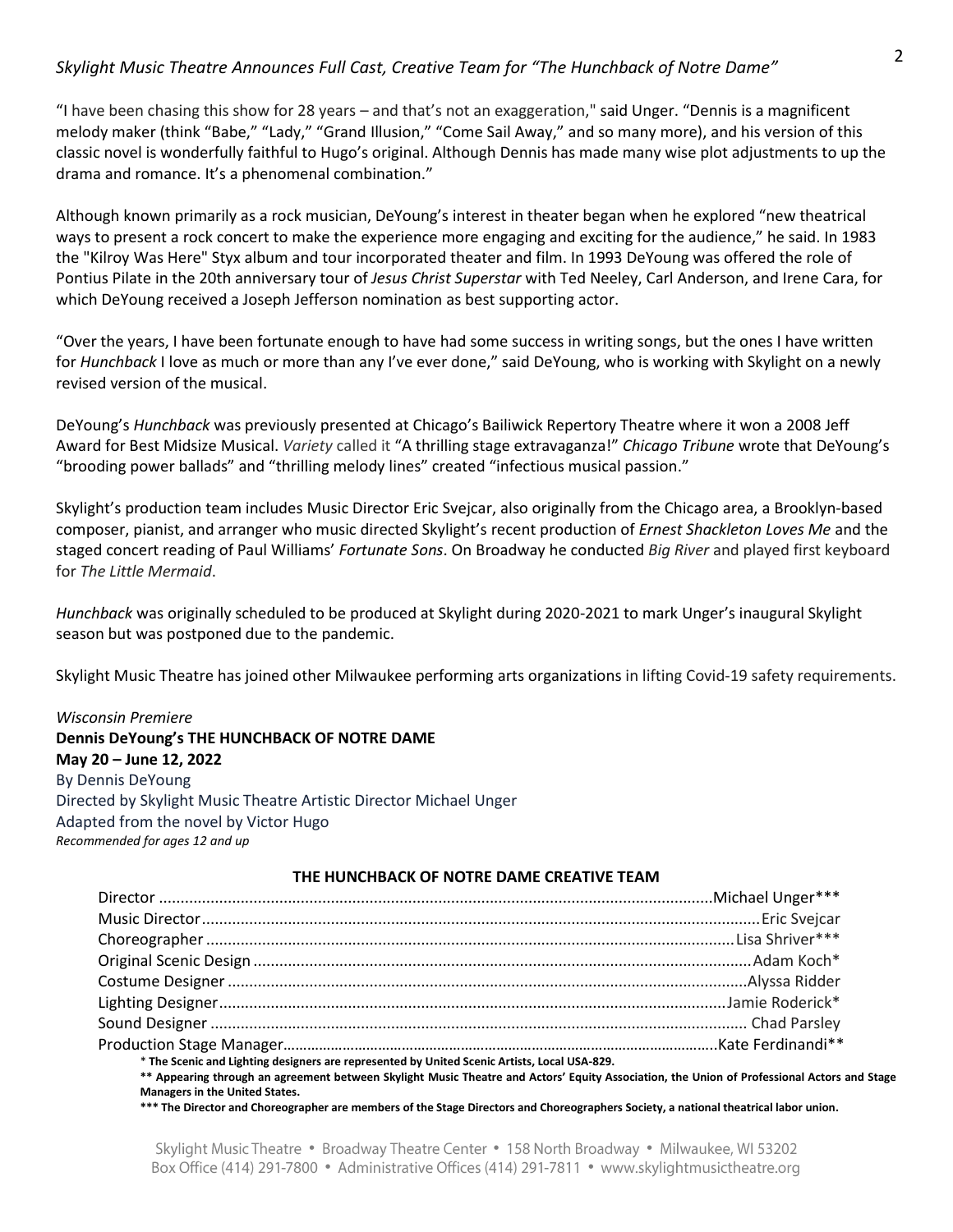"I have been chasing this show for 28 years – and that's not an exaggeration," said Unger. "Dennis is a magnificent melody maker (think "Babe," "Lady," "Grand Illusion," "Come Sail Away," and so many more), and his version of this classic novel is wonderfully faithful to Hugo's original. Although Dennis has made many wise plot adjustments to up the drama and romance. It's a phenomenal combination."

Although known primarily as a rock musician, DeYoung's interest in theater began when he explored "new theatrical ways to present a rock concert to make the experience more engaging and exciting for the audience," he said. In 1983 the "Kilroy Was Here" Styx album and tour incorporated theater and film. In 1993 DeYoung was offered the role of Pontius Pilate in the 20th anniversary tour of *Jesus Christ Superstar* with Ted Neeley, Carl Anderson, and Irene Cara, for which DeYoung received a Joseph Jefferson nomination as best supporting actor.

"Over the years, I have been fortunate enough to have had some success in writing songs, but the ones I have written for *Hunchback* I love as much or more than any I've ever done," said DeYoung, who is working with Skylight on a newly revised version of the musical.

DeYoung's *Hunchback* was previously presented at Chicago's Bailiwick Repertory Theatre where it won a 2008 Jeff Award for Best Midsize Musical. *Variety* called it "A thrilling stage extravaganza!" *Chicago Tribune* wrote that DeYoung's "brooding power ballads" and "thrilling melody lines" created "infectious musical passion."

Skylight's production team includes Music Director Eric Svejcar, also originally from the Chicago area, a Brooklyn-based composer, pianist, and arranger who music directed Skylight's recent production of *Ernest Shackleton Loves Me* and the staged concert reading of Paul Williams' *Fortunate Sons*. On Broadway he conducted *Big River* and played first keyboard for *The Little Mermaid*.

*Hunchback* was originally scheduled to be produced at Skylight during 2020-2021 to mark Unger's inaugural Skylight season but was postponed due to the pandemic.

Skylight Music Theatre has joined other Milwaukee performing arts organizations in lifting Covid-19 safety requirements.

*Wisconsin Premiere*
**Dennis DeYoung's THE HUNCHBACK OF NOTRE DAME**
**May 20 – June 12, 2022**
By Dennis DeYoung
Directed by Skylight Music Theatre Artistic Director Michael Unger
Adapted from the novel by Victor Hugo
*Recommended for ages 12 and up*

**THE HUNCHBACK OF NOTRE DAME CREATIVE TEAM**

Director ........ Michael Unger***
Music Director ........ Eric Svejcar
Choreographer ........ Lisa Shriver***
Original Scenic Design ........ Adam Koch*
Costume Designer ........ Alyssa Ridder
Lighting Designer ........ Jamie Roderick*
Sound Designer ........ Chad Parsley
Production Stage Manager ........ Kate Ferdinandi**

**\* The Scenic and Lighting designers are represented by United Scenic Artists, Local USA-829.**
**\*\* Appearing through an agreement between Skylight Music Theatre and Actors' Equity Association, the Union of Professional Actors and Stage Managers in the United States.**
**\*\*\* The Director and Choreographer are members of the Stage Directors and Choreographers Society, a national theatrical labor union.**

Skylight Music Theatre • Broadway Theatre Center • 158 North Broadway • Milwaukee, WI 53202
Box Office (414) 291-7800 • Administrative Offices (414) 291-7811 • www.skylightmusictheatre.org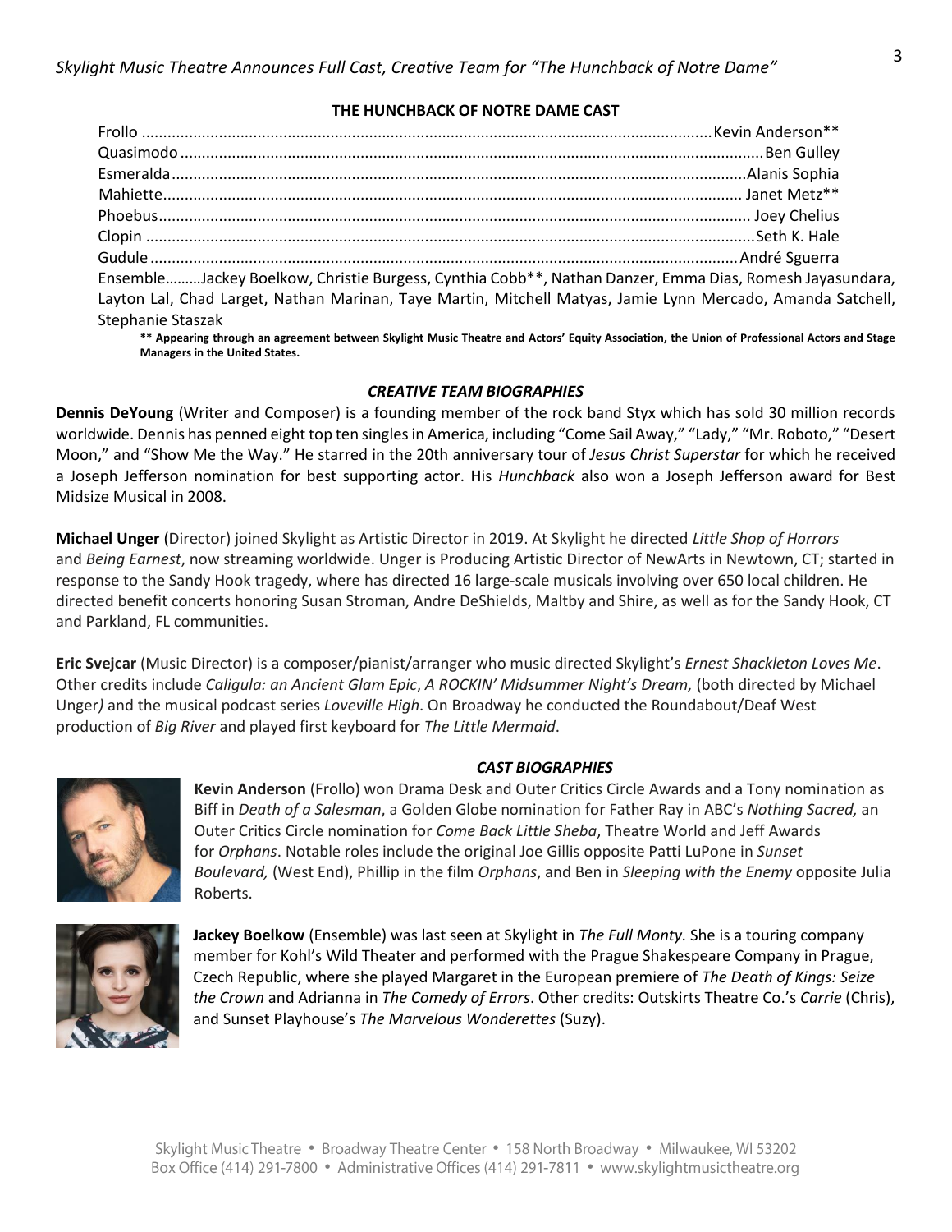### THE HUNCHBACK OF NOTRE DAME CAST

Frollo .......... Kevin Anderson**
Quasimodo .......... Ben Gulley
Esmeralda .......... Alanis Sophia
Mahiette .......... Janet Metz**
Phoebus .......... Joey Chelius
Clopin .......... Seth K. Hale
Gudule .......... André Sguerra
Ensemble……...Jackey Boelkow, Christie Burgess, Cynthia Cobb**, Nathan Danzer, Emma Dias, Romesh Jayasundara, Layton Lal, Chad Larget, Nathan Marinan, Taye Martin, Mitchell Matyas, Jamie Lynn Mercado, Amanda Satchell, Stephanie Staszak

**** Appearing through an agreement between Skylight Music Theatre and Actors' Equity Association, the Union of Professional Actors and Stage Managers in the United States.**

### *CREATIVE TEAM BIOGRAPHIES*

**Dennis DeYoung** (Writer and Composer) is a founding member of the rock band Styx which has sold 30 million records worldwide. Dennis has penned eight top ten singles in America, including "Come Sail Away," "Lady," "Mr. Roboto," "Desert Moon," and "Show Me the Way." He starred in the 20th anniversary tour of *Jesus Christ Superstar* for which he received a Joseph Jefferson nomination for best supporting actor. His *Hunchback* also won a Joseph Jefferson award for Best Midsize Musical in 2008.

**Michael Unger** (Director) joined Skylight as Artistic Director in 2019. At Skylight he directed *Little Shop of Horrors* and *Being Earnest*, now streaming worldwide. Unger is Producing Artistic Director of NewArts in Newtown, CT; started in response to the Sandy Hook tragedy, where has directed 16 large-scale musicals involving over 650 local children. He directed benefit concerts honoring Susan Stroman, Andre DeShields, Maltby and Shire, as well as for the Sandy Hook, CT and Parkland, FL communities.

**Eric Svejcar** (Music Director) is a composer/pianist/arranger who music directed Skylight's *Ernest Shackleton Loves Me*. Other credits include *Caligula: an Ancient Glam Epic*, *A ROCKIN' Midsummer Night's Dream,* (both directed by Michael Unger) and the musical podcast series *Loveville High*. On Broadway he conducted the Roundabout/Deaf West production of *Big River* and played first keyboard for *The Little Mermaid*.

### *CAST BIOGRAPHIES*

**Kevin Anderson** (Frollo) won Drama Desk and Outer Critics Circle Awards and a Tony nomination as Biff in *Death of a Salesman*, a Golden Globe nomination for Father Ray in ABC's *Nothing Sacred,* an Outer Critics Circle nomination for *Come Back Little Sheba*, Theatre World and Jeff Awards for *Orphans*. Notable roles include the original Joe Gillis opposite Patti LuPone in *Sunset Boulevard,* (West End), Phillip in the film *Orphans*, and Ben in *Sleeping with the Enemy* opposite Julia Roberts.

**Jackey Boelkow** (Ensemble) was last seen at Skylight in *The Full Monty.* She is a touring company member for Kohl's Wild Theater and performed with the Prague Shakespeare Company in Prague, Czech Republic, where she played Margaret in the European premiere of *The Death of Kings: Seize the Crown* and Adrianna in *The Comedy of Errors*. Other credits: Outskirts Theatre Co.'s *Carrie* (Chris), and Sunset Playhouse's *The Marvelous Wonderettes* (Suzy).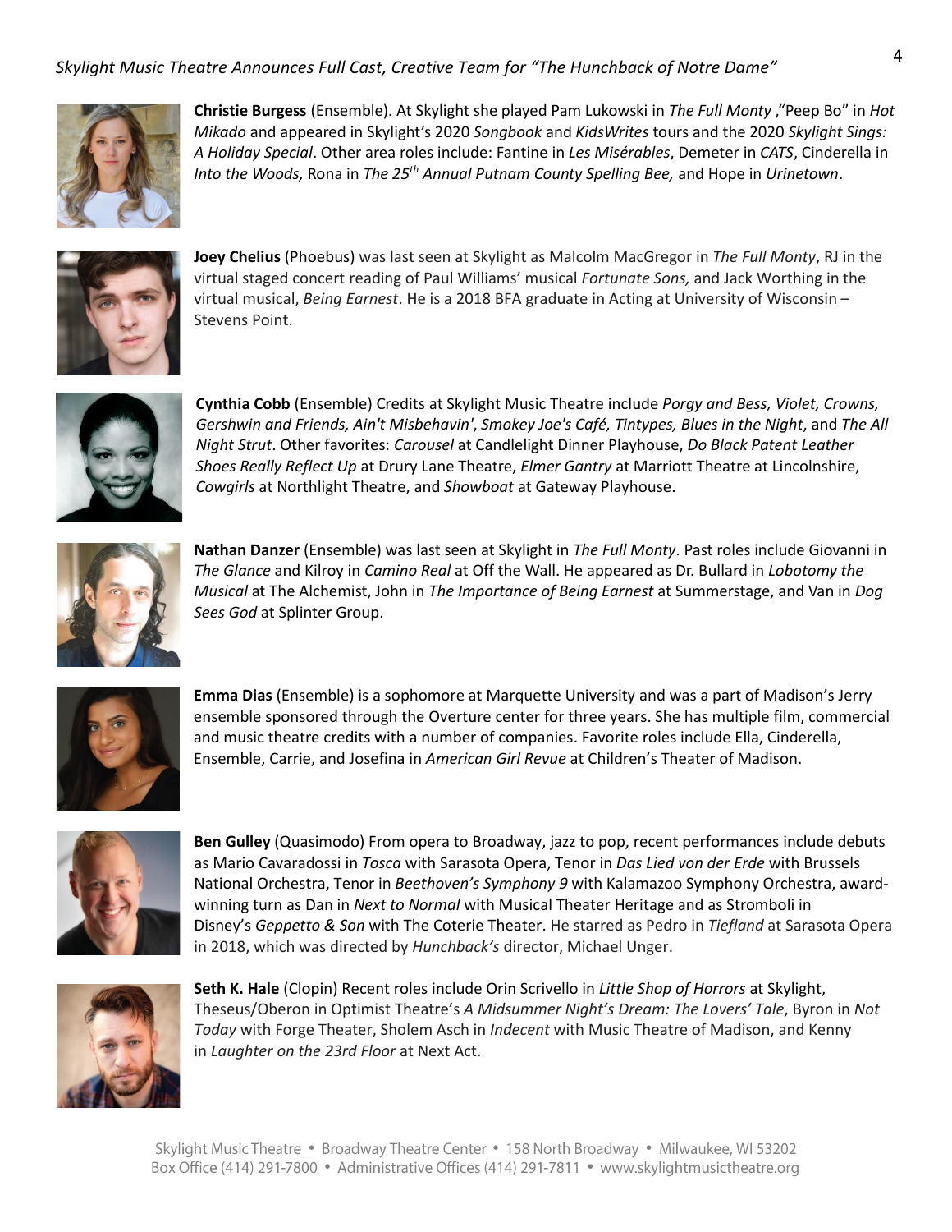**Christie Burgess** (Ensemble). At Skylight she played Pam Lukowski in *The Full Monty* ,"Peep Bo" in *Hot Mikado* and appeared in Skylight's 2020 *Songbook* and *KidsWrites* tours and the 2020 *Skylight Sings: A Holiday Special*. Other area roles include: Fantine in *Les Misérables*, Demeter in *CATS*, Cinderella in *Into the Woods,* Rona in *The 25th Annual Putnam County Spelling Bee,* and Hope in *Urinetown*.

**Joey Chelius** (Phoebus) was last seen at Skylight as Malcolm MacGregor in *The Full Monty*, RJ in the virtual staged concert reading of Paul Williams' musical *Fortunate Sons,* and Jack Worthing in the virtual musical, *Being Earnest*. He is a 2018 BFA graduate in Acting at University of Wisconsin – Stevens Point.

**Cynthia Cobb** (Ensemble) Credits at Skylight Music Theatre include *Porgy and Bess, Violet, Crowns, Gershwin and Friends, Ain't Misbehavin'*, *Smokey Joe's Café, Tintypes, Blues in the Night*, and *The All Night Strut*. Other favorites: *Carousel* at Candlelight Dinner Playhouse, *Do Black Patent Leather Shoes Really Reflect Up* at Drury Lane Theatre, *Elmer Gantry* at Marriott Theatre at Lincolnshire, *Cowgirls* at Northlight Theatre, and *Showboat* at Gateway Playhouse.

**Nathan Danzer** (Ensemble) was last seen at Skylight in *The Full Monty*. Past roles include Giovanni in *The Glance* and Kilroy in *Camino Real* at Off the Wall. He appeared as Dr. Bullard in *Lobotomy the Musical* at The Alchemist, John in *The Importance of Being Earnest* at Summerstage, and Van in *Dog Sees God* at Splinter Group.

**Emma Dias** (Ensemble) is a sophomore at Marquette University and was a part of Madison's Jerry ensemble sponsored through the Overture center for three years. She has multiple film, commercial and music theatre credits with a number of companies. Favorite roles include Ella, Cinderella, Ensemble, Carrie, and Josefina in *American Girl Revue* at Children's Theater of Madison.

**Ben Gulley** (Quasimodo) From opera to Broadway, jazz to pop, recent performances include debuts as Mario Cavaradossi in *Tosca* with Sarasota Opera, Tenor in *Das Lied von der Erde* with Brussels National Orchestra, Tenor in *Beethoven's Symphony 9* with Kalamazoo Symphony Orchestra, award-winning turn as Dan in *Next to Normal* with Musical Theater Heritage and as Stromboli in Disney's *Geppetto & Son* with The Coterie Theater. He starred as Pedro in *Tiefland* at Sarasota Opera in 2018, which was directed by *Hunchback's* director, Michael Unger.

**Seth K. Hale** (Clopin) Recent roles include Orin Scrivello in *Little Shop of Horrors* at Skylight, Theseus/Oberon in Optimist Theatre's *A Midsummer Night's Dream: The Lovers' Tale*, Byron in *Not Today* with Forge Theater, Sholem Asch in *Indecent* with Music Theatre of Madison, and Kenny in *Laughter on the 23rd Floor* at Next Act.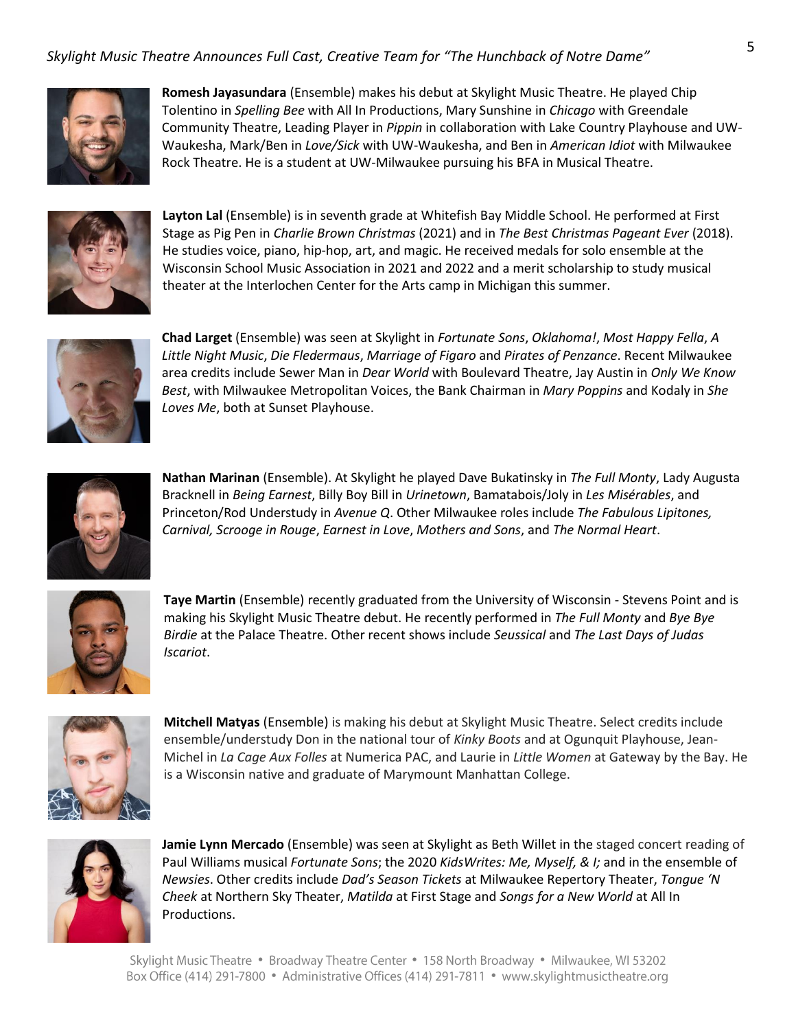**Romesh Jayasundara** (Ensemble) makes his debut at Skylight Music Theatre. He played Chip Tolentino in *Spelling Bee* with All In Productions, Mary Sunshine in *Chicago* with Greendale Community Theatre, Leading Player in *Pippin* in collaboration with Lake Country Playhouse and UW-Waukesha, Mark/Ben in *Love/Sick* with UW-Waukesha, and Ben in *American Idiot* with Milwaukee Rock Theatre. He is a student at UW-Milwaukee pursuing his BFA in Musical Theatre.

**Layton Lal** (Ensemble) is in seventh grade at Whitefish Bay Middle School. He performed at First Stage as Pig Pen in *Charlie Brown Christmas* (2021) and in *The Best Christmas Pageant Ever* (2018). He studies voice, piano, hip-hop, art, and magic. He received medals for solo ensemble at the Wisconsin School Music Association in 2021 and 2022 and a merit scholarship to study musical theater at the Interlochen Center for the Arts camp in Michigan this summer.

**Chad Larget** (Ensemble) was seen at Skylight in *Fortunate Sons*, *Oklahoma!*, *Most Happy Fella*, *A Little Night Music*, *Die Fledermaus*, *Marriage of Figaro* and *Pirates of Penzance*. Recent Milwaukee area credits include Sewer Man in *Dear World* with Boulevard Theatre, Jay Austin in *Only We Know Best*, with Milwaukee Metropolitan Voices, the Bank Chairman in *Mary Poppins* and Kodaly in *She Loves Me*, both at Sunset Playhouse.

**Nathan Marinan** (Ensemble). At Skylight he played Dave Bukatinsky in *The Full Monty*, Lady Augusta Bracknell in *Being Earnest*, Billy Boy Bill in *Urinetown*, Bamatabois/Joly in *Les Misérables*, and Princeton/Rod Understudy in *Avenue Q*. Other Milwaukee roles include *The Fabulous Lipitones, Carnival, Scrooge in Rouge*, *Earnest in Love*, *Mothers and Sons*, and *The Normal Heart*.

**Taye Martin** (Ensemble) recently graduated from the University of Wisconsin - Stevens Point and is making his Skylight Music Theatre debut. He recently performed in *The Full Monty* and *Bye Bye Birdie* at the Palace Theatre. Other recent shows include *Seussical* and *The Last Days of Judas Iscariot*.

**Mitchell Matyas** (Ensemble) is making his debut at Skylight Music Theatre. Select credits include ensemble/understudy Don in the national tour of *Kinky Boots* and at Ogunquit Playhouse, Jean-Michel in *La Cage Aux Folles* at Numerica PAC, and Laurie in *Little Women* at Gateway by the Bay. He is a Wisconsin native and graduate of Marymount Manhattan College.

**Jamie Lynn Mercado** (Ensemble) was seen at Skylight as Beth Willet in the staged concert reading of Paul Williams musical *Fortunate Sons*; the 2020 *KidsWrites: Me, Myself, & I;* and in the ensemble of *Newsies*. Other credits include *Dad's Season Tickets* at Milwaukee Repertory Theater, *Tongue 'N Cheek* at Northern Sky Theater, *Matilda* at First Stage and *Songs for a New World* at All In Productions.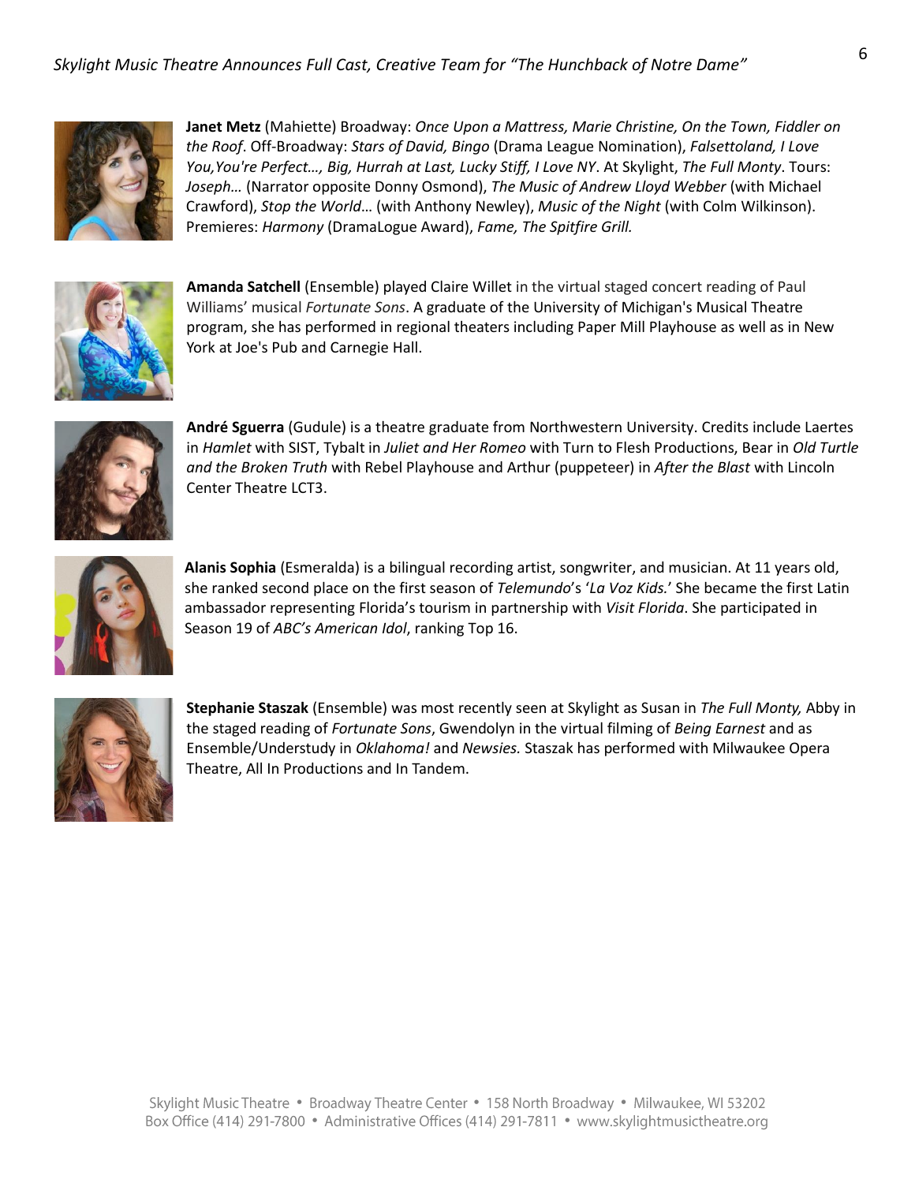**Janet Metz** (Mahiette) Broadway: *Once Upon a Mattress, Marie Christine, On the Town, Fiddler on the Roof*. Off-Broadway: *Stars of David, Bingo* (Drama League Nomination), *Falsettoland, I Love You,You're Perfect…, Big, Hurrah at Last, Lucky Stiff, I Love NY*. At Skylight, *The Full Monty*. Tours: *Joseph…* (Narrator opposite Donny Osmond), *The Music of Andrew Lloyd Webber* (with Michael Crawford), *Stop the World*… (with Anthony Newley), *Music of the Night* (with Colm Wilkinson). Premieres: *Harmony* (DramaLogue Award), *Fame, The Spitfire Grill.*

**Amanda Satchell** (Ensemble) played Claire Willet in the virtual staged concert reading of Paul Williams' musical *Fortunate Sons*. A graduate of the University of Michigan's Musical Theatre program, she has performed in regional theaters including Paper Mill Playhouse as well as in New York at Joe's Pub and Carnegie Hall.

**André Sguerra** (Gudule) is a theatre graduate from Northwestern University. Credits include Laertes in *Hamlet* with SIST, Tybalt in *Juliet and Her Romeo* with Turn to Flesh Productions, Bear in *Old Turtle and the Broken Truth* with Rebel Playhouse and Arthur (puppeteer) in *After the Blast* with Lincoln Center Theatre LCT3.

**Alanis Sophia** (Esmeralda) is a bilingual recording artist, songwriter, and musician. At 11 years old, she ranked second place on the first season of *Telemundo*'s '*La Voz Kids.*' She became the first Latin ambassador representing Florida's tourism in partnership with *Visit Florida*. She participated in Season 19 of *ABC's American Idol*, ranking Top 16.

**Stephanie Staszak** (Ensemble) was most recently seen at Skylight as Susan in *The Full Monty,* Abby in the staged reading of *Fortunate Sons*, Gwendolyn in the virtual filming of *Being Earnest* and as Ensemble/Understudy in *Oklahoma!* and *Newsies.* Staszak has performed with Milwaukee Opera Theatre, All In Productions and In Tandem.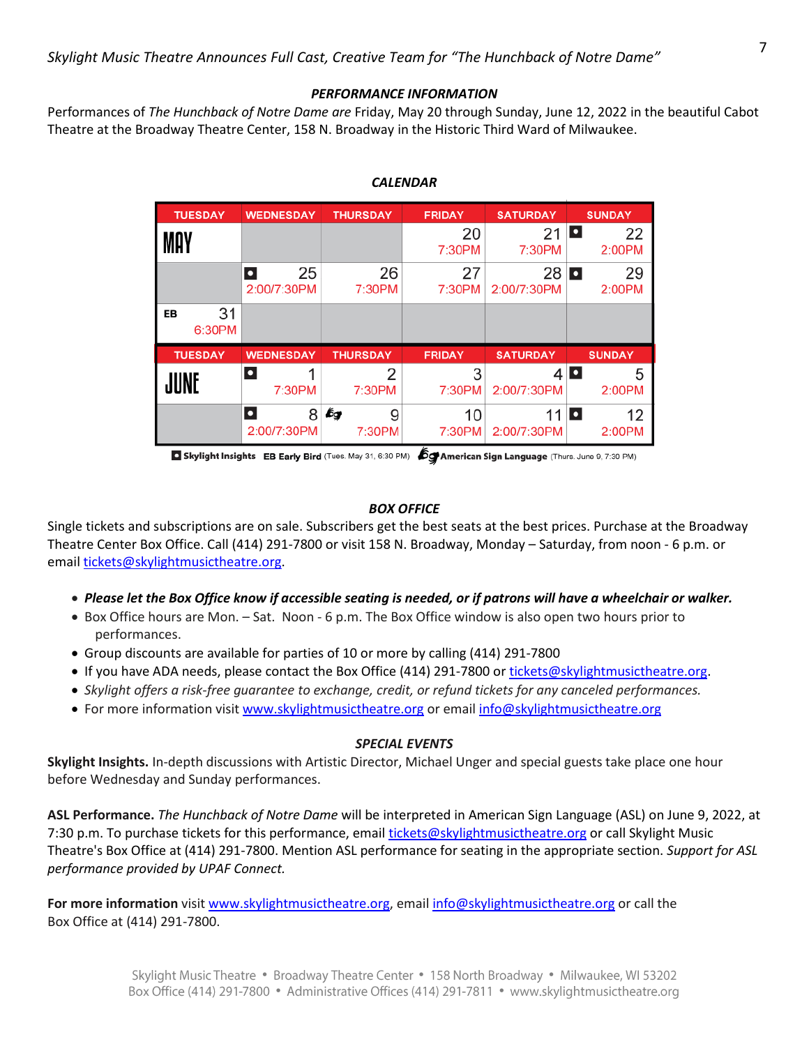## *PERFORMANCE INFORMATION*

Performances of *The Hunchback of Notre Dame are* Friday, May 20 through Sunday, June 12, 2022 in the beautiful Cabot Theatre at the Broadway Theatre Center, 158 N. Broadway in the Historic Third Ward of Milwaukee.

### *CALENDAR*

| TUESDAY | WEDNESDAY | THURSDAY | FRIDAY | SATURDAY | SUNDAY |
|---|---|---|---|---|---|
| MAY | | | 20 7:30PM | 21 7:30PM | ■ 22 2:00PM |
| | ■ 25 2:00/7:30PM | 26 7:30PM | 27 7:30PM | 28 2:00/7:30PM | ■ 29 2:00PM |
| EB 31 6:30PM | | | | | |

| TUESDAY | WEDNESDAY | THURSDAY | FRIDAY | SATURDAY | SUNDAY |
|---|---|---|---|---|---|
| JUNE | ■ 1 7:30PM | 2 7:30PM | 3 7:30PM | 4 2:00/7:30PM | ■ 5 2:00PM |
| | ■ 8 2:00/7:30PM | ASL 9 7:30PM | 10 7:30PM | 11 2:00/7:30PM | ■ 12 2:00PM |

■ **Skylight Insights** **EB Early Bird** (Tues. May 31, 6:30 PM) **American Sign Language** (Thurs. June 9, 7:30 PM)

### *BOX OFFICE*

Single tickets and subscriptions are on sale. Subscribers get the best seats at the best prices. Purchase at the Broadway Theatre Center Box Office. Call (414) 291-7800 or visit 158 N. Broadway, Monday – Saturday, from noon - 6 p.m. or email tickets@skylightmusictheatre.org.

- ***Please let the Box Office know if accessible seating is needed, or if patrons will have a wheelchair or walker.***
- Box Office hours are Mon. – Sat. Noon - 6 p.m. The Box Office window is also open two hours prior to performances.
- Group discounts are available for parties of 10 or more by calling (414) 291-7800
- If you have ADA needs, please contact the Box Office (414) 291-7800 or tickets@skylightmusictheatre.org.
- *Skylight offers a risk-free guarantee to exchange, credit, or refund tickets for any canceled performances.*
- For more information visit www.skylightmusictheatre.org or email info@skylightmusictheatre.org

### *SPECIAL EVENTS*

**Skylight Insights.** In-depth discussions with Artistic Director, Michael Unger and special guests take place one hour before Wednesday and Sunday performances.

**ASL Performance.** *The Hunchback of Notre Dame* will be interpreted in American Sign Language (ASL) on June 9, 2022, at 7:30 p.m. To purchase tickets for this performance, email tickets@skylightmusictheatre.org or call Skylight Music Theatre's Box Office at (414) 291-7800. Mention ASL performance for seating in the appropriate section. *Support for ASL performance provided by UPAF Connect.*

**For more information** visit www.skylightmusictheatre.org, email info@skylightmusictheatre.org or call the Box Office at (414) 291-7800.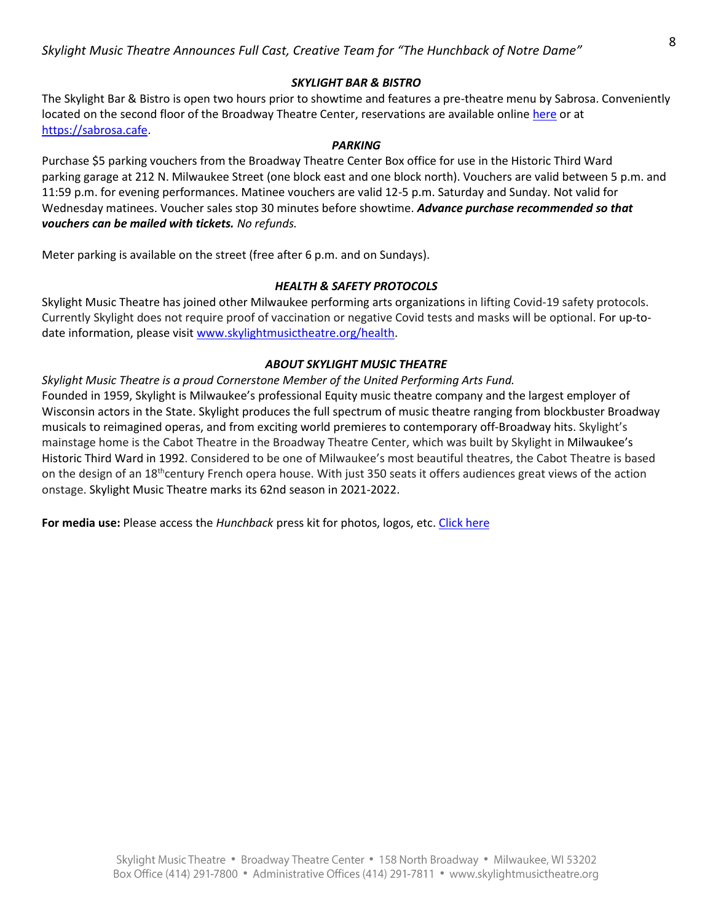### ***SKYLIGHT BAR & BISTRO***

The Skylight Bar & Bistro is open two hours prior to showtime and features a pre-theatre menu by Sabrosa. Conveniently located on the second floor of the Broadway Theatre Center, reservations are available online here or at https://sabrosa.cafe.

### ***PARKING***

Purchase $5 parking vouchers from the Broadway Theatre Center Box office for use in the Historic Third Ward parking garage at 212 N. Milwaukee Street (one block east and one block north). Vouchers are valid between 5 p.m. and 11:59 p.m. for evening performances. Matinee vouchers are valid 12-5 p.m. Saturday and Sunday. Not valid for Wednesday matinees. Voucher sales stop 30 minutes before showtime. ***Advance purchase recommended so that vouchers can be mailed with tickets.*** *No refunds.*

Meter parking is available on the street (free after 6 p.m. and on Sundays).

### ***HEALTH & SAFETY PROTOCOLS***

Skylight Music Theatre has joined other Milwaukee performing arts organizations in lifting Covid-19 safety protocols. Currently Skylight does not require proof of vaccination or negative Covid tests and masks will be optional. For up-to-date information, please visit www.skylightmusictheatre.org/health.

### ***ABOUT SKYLIGHT MUSIC THEATRE***

*Skylight Music Theatre is a proud Cornerstone Member of the United Performing Arts Fund.*
Founded in 1959, Skylight is Milwaukee's professional Equity music theatre company and the largest employer of Wisconsin actors in the State. Skylight produces the full spectrum of music theatre ranging from blockbuster Broadway musicals to reimagined operas, and from exciting world premieres to contemporary off-Broadway hits. Skylight's mainstage home is the Cabot Theatre in the Broadway Theatre Center, which was built by Skylight in Milwaukee's Historic Third Ward in 1992. Considered to be one of Milwaukee's most beautiful theatres, the Cabot Theatre is based on the design of an 18th century French opera house. With just 350 seats it offers audiences great views of the action onstage. Skylight Music Theatre marks its 62nd season in 2021-2022.

**For media use:** Please access the *Hunchback* press kit for photos, logos, etc. Click here